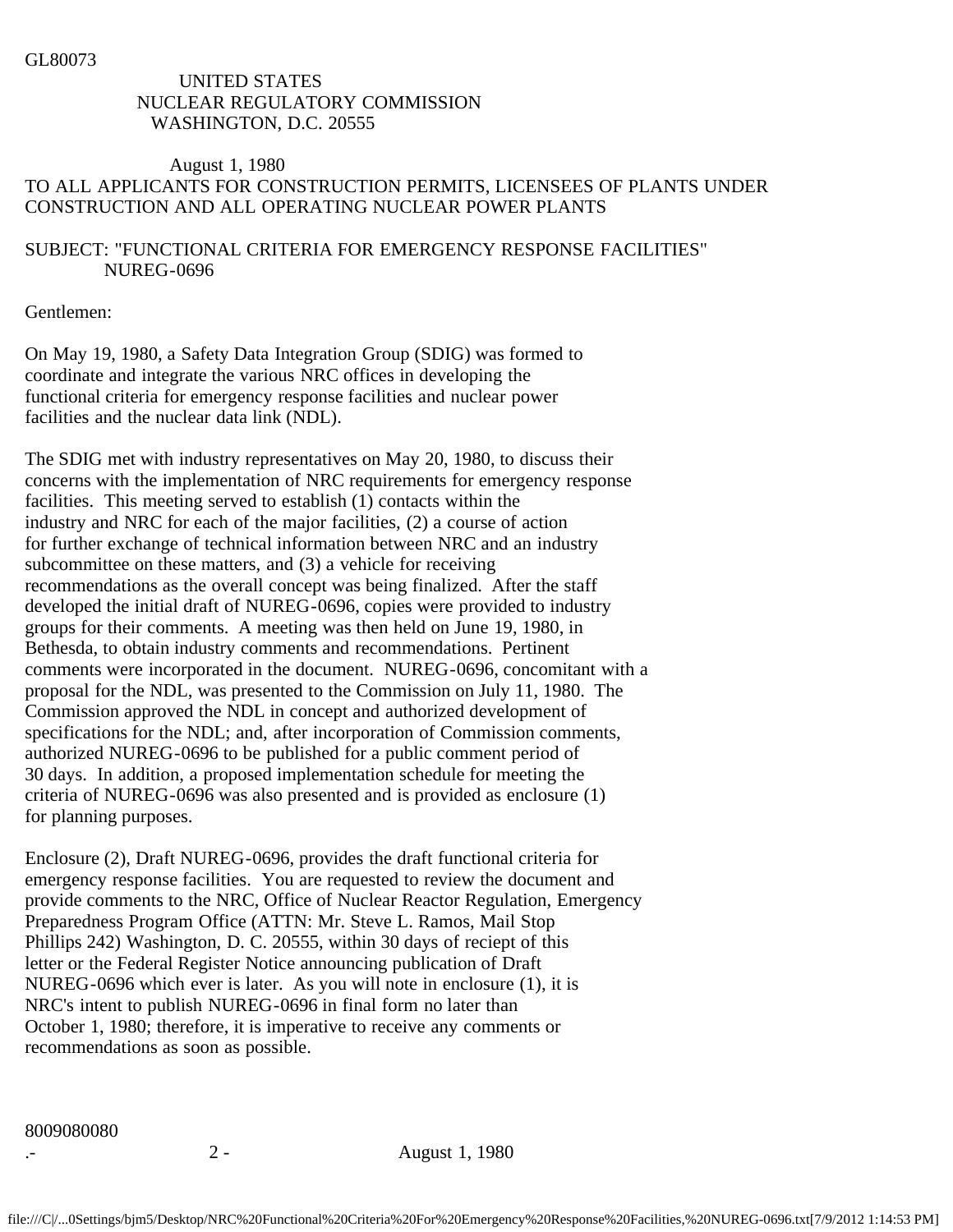GL80073

UNITED STATES
NUCLEAR REGULATORY COMMISSION
WASHINGTON, D.C. 20555

August 1, 1980

TO ALL APPLICANTS FOR CONSTRUCTION PERMITS, LICENSEES OF PLANTS UNDER CONSTRUCTION AND ALL OPERATING NUCLEAR POWER PLANTS

SUBJECT: "FUNCTIONAL CRITERIA FOR EMERGENCY RESPONSE FACILITIES" NUREG-0696

Gentlemen:

On May 19, 1980, a Safety Data Integration Group (SDIG) was formed to coordinate and integrate the various NRC offices in developing the functional criteria for emergency response facilities and nuclear power facilities and the nuclear data link (NDL).

The SDIG met with industry representatives on May 20, 1980, to discuss their concerns with the implementation of NRC requirements for emergency response facilities. This meeting served to establish (1) contacts within the industry and NRC for each of the major facilities, (2) a course of action for further exchange of technical information between NRC and an industry subcommittee on these matters, and (3) a vehicle for receiving recommendations as the overall concept was being finalized. After the staff developed the initial draft of NUREG-0696, copies were provided to industry groups for their comments. A meeting was then held on June 19, 1980, in Bethesda, to obtain industry comments and recommendations. Pertinent comments were incorporated in the document. NUREG-0696, concomitant with a proposal for the NDL, was presented to the Commission on July 11, 1980. The Commission approved the NDL in concept and authorized development of specifications for the NDL; and, after incorporation of Commission comments, authorized NUREG-0696 to be published for a public comment period of 30 days. In addition, a proposed implementation schedule for meeting the criteria of NUREG-0696 was also presented and is provided as enclosure (1) for planning purposes.

Enclosure (2), Draft NUREG-0696, provides the draft functional criteria for emergency response facilities. You are requested to review the document and provide comments to the NRC, Office of Nuclear Reactor Regulation, Emergency Preparedness Program Office (ATTN: Mr. Steve L. Ramos, Mail Stop Phillips 242) Washington, D. C. 20555, within 30 days of reciept of this letter or the Federal Register Notice announcing publication of Draft NUREG-0696 which ever is later. As you will note in enclosure (1), it is NRC's intent to publish NUREG-0696 in final form no later than October 1, 1980; therefore, it is imperative to receive any comments or recommendations as soon as possible.

8009080080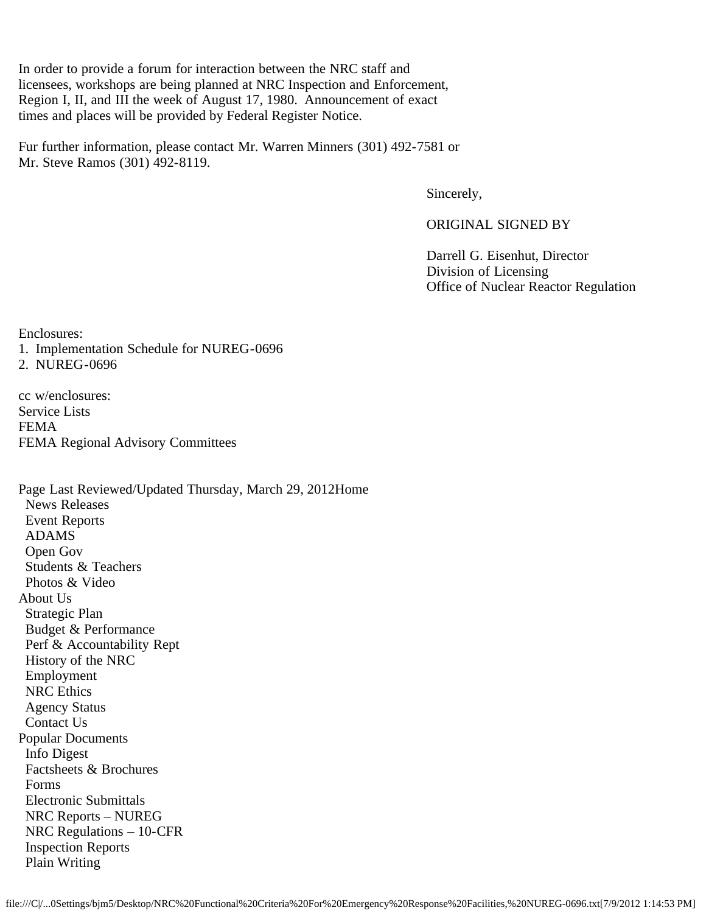In order to provide a forum for interaction between the NRC staff and licensees, workshops are being planned at NRC Inspection and Enforcement, Region I, II, and III the week of August 17, 1980. Announcement of exact times and places will be provided by Federal Register Notice.

Fur further information, please contact Mr. Warren Minners (301) 492-7581 or Mr. Steve Ramos (301) 492-8119.

Sincerely,

ORIGINAL SIGNED BY

Darrell G. Eisenhut, Director
Division of Licensing
Office of Nuclear Reactor Regulation

Enclosures:
1. Implementation Schedule for NUREG-0696
2. NUREG-0696

cc w/enclosures:
Service Lists
FEMA
FEMA Regional Advisory Committees

Page Last Reviewed/Updated Thursday, March 29, 2012Home
- News Releases
- Event Reports
- ADAMS
- Open Gov
- Students & Teachers
- Photos & Video

About Us
- Strategic Plan
- Budget & Performance
- Perf & Accountability Rept
- History of the NRC
- Employment
- NRC Ethics
- Agency Status
- Contact Us

Popular Documents
- Info Digest
- Factsheets & Brochures
- Forms
- Electronic Submittals
- NRC Reports – NUREG
- NRC Regulations – 10-CFR
- Inspection Reports
- Plain Writing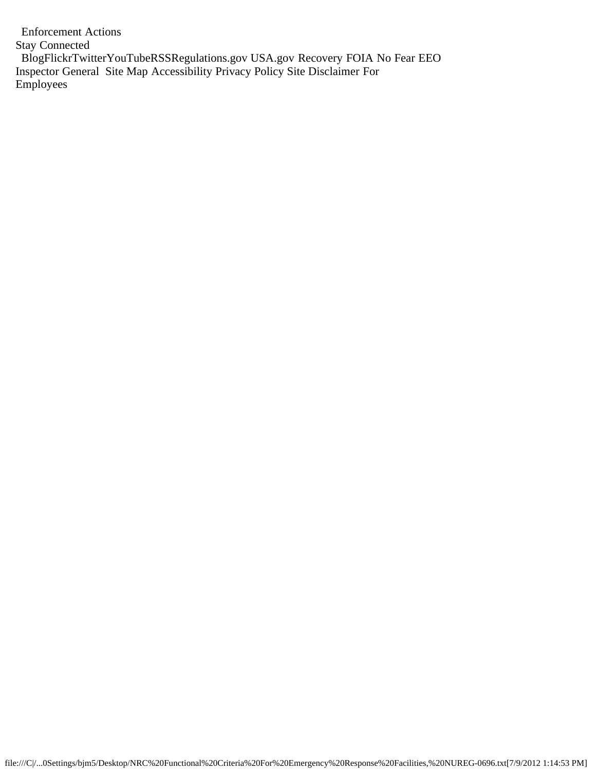Enforcement Actions

Stay Connected

BlogFlickrTwitterYouTubeRSSRegulations.gov USA.gov Recovery FOIA No Fear EEO Inspector General Site Map Accessibility Privacy Policy Site Disclaimer For Employees